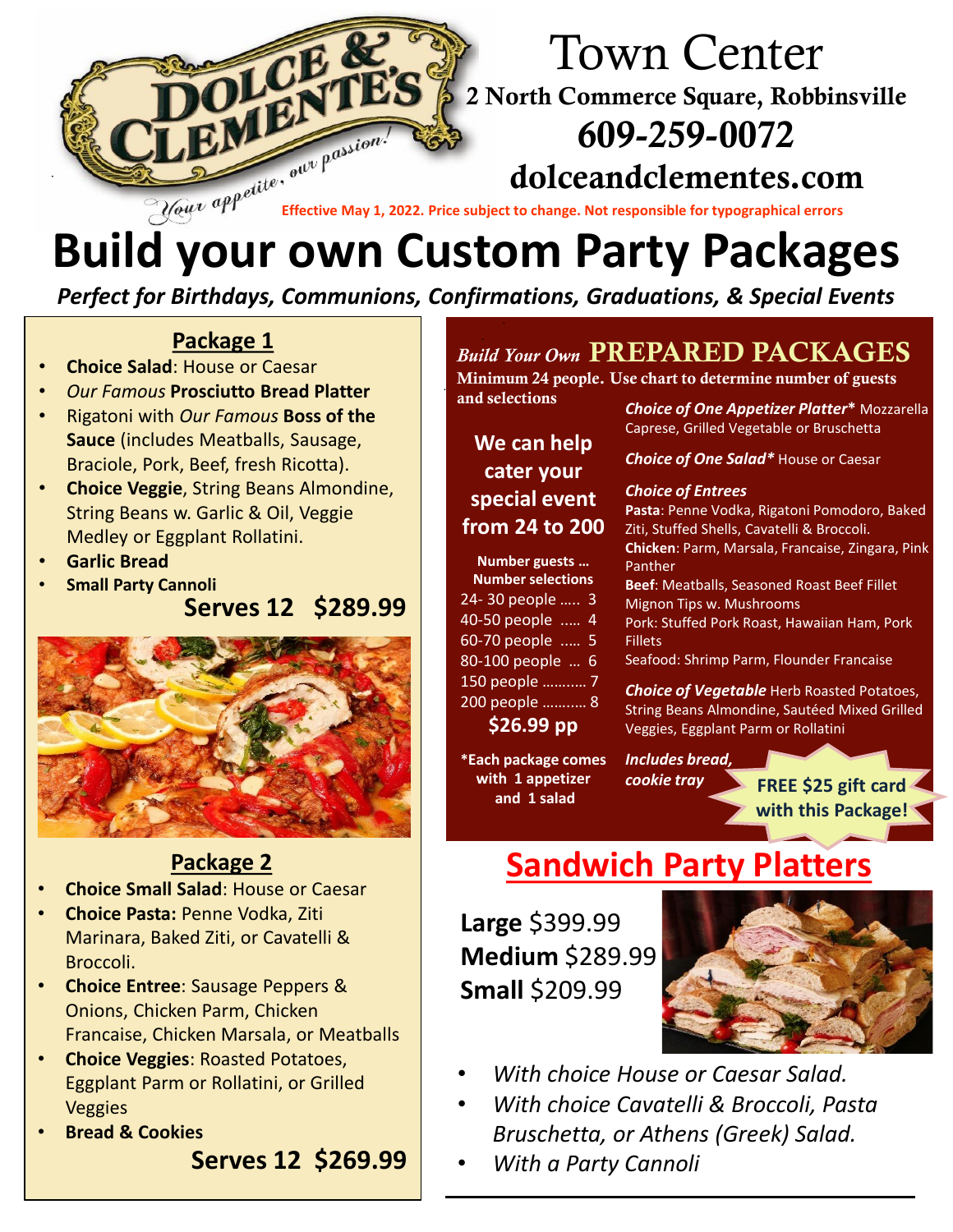DOLCE & CLEMENTE'S

*Your appetite, our passion!*

# Town Center

**2 North Commerce Square, Robbinsville**

**609-259-0072**

**dolceandclementes.com**

Effective May 1, 2022. Price subject to change. Not responsible for typographical errors

# Build your own Custom Party Packages

*Perfect for Birthdays, Communions, Confirmations, Graduations, & Special Events*

## Package 1

- **Choice Salad**: House or Caesar
- *Our Famous* **Prosciutto Bread Platter**
- Rigatoni with *Our Famous* **Boss of the Sauce** (includes Meatballs, Sausage, Braciole, Pork, Beef, fresh Ricotta).
- **Choice Veggie**, String Beans Almondine, String Beans w. Garlic & Oil, Veggie Medley or Eggplant Rollatini.
- **Garlic Bread**
- **Small Party Cannoli**

**Serves 12 $289.99**

## Package 2

- **Choice Small Salad**: House or Caesar
- **Choice Pasta:** Penne Vodka, Ziti Marinara, Baked Ziti, or Cavatelli & Broccoli.
- **Choice Entree**: Sausage Peppers & Onions, Chicken Parm, Chicken Francaise, Chicken Marsala, or Meatballs
- **Choice Veggies**: Roasted Potatoes, Eggplant Parm or Rollatini, or Grilled Veggies
- **Bread & Cookies**

**Serves 12 $269.99**

## *Build Your Own* PREPARED PACKAGES

**Minimum 24 people. Use chart to determine number of guests and selections**

**We can help cater your special event from 24 to 200**

| Number guests … | Number selections |
|---|---|
| 24- 30 people ….. | 3 |
| 40-50 people ….. | 4 |
| 60-70 people ….. | 5 |
| 80-100 people … | 6 |
| 150 people ……….. | 7 |
| 200 people ……….. | 8 |

**$26.99 pp**

***Each package comes with 1 appetizer and 1 salad**

***Choice of One Appetizer Platter**** Mozzarella Caprese, Grilled Vegetable or Bruschetta

***Choice of One Salad**** House or Caesar

***Choice of Entrees***

**Pasta**: Penne Vodka, Rigatoni Pomodoro, Baked Ziti, Stuffed Shells, Cavatelli & Broccoli.

**Chicken**: Parm, Marsala, Francaise, Zingara, Pink Panther

**Beef**: Meatballs, Seasoned Roast Beef Fillet Mignon Tips w. Mushrooms

Pork: Stuffed Pork Roast, Hawaiian Ham, Pork Fillets

Seafood: Shrimp Parm, Flounder Francaise

***Choice of Vegetable*** Herb Roasted Potatoes, String Beans Almondine, Sautéed Mixed Grilled Veggies, Eggplant Parm or Rollatini

***Includes bread, cookie tray***

**FREE $25 gift card with this Package!**

## Sandwich Party Platters

**Large** $399.99
**Medium** $289.99
**Small** $209.99

- *With choice House or Caesar Salad.*
- *With choice Cavatelli & Broccoli, Pasta Bruschetta, or Athens (Greek) Salad.*
- *With a Party Cannoli*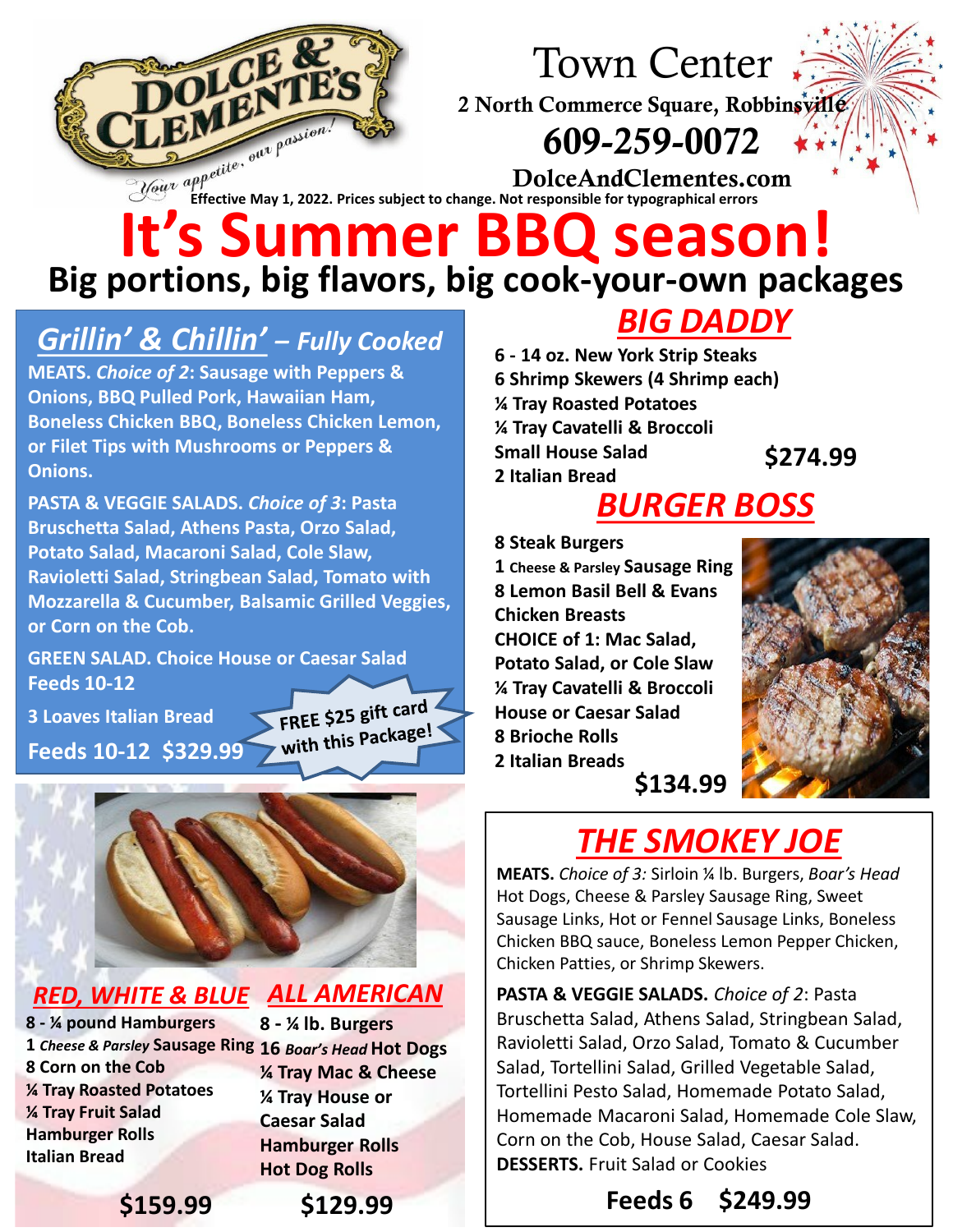Town Center

2 North Commerce Square, Robbinsville

609-259-0072

DolceAndClementes.com

Effective May 1, 2022. Prices subject to change. Not responsible for typographical errors

# It's Summer BBQ season!

## Big portions, big flavors, big cook-your-own packages

## *Grillin' & Chillin'* – *Fully Cooked*

**MEATS.** *Choice of 2*: Sausage with Peppers & Onions, BBQ Pulled Pork, Hawaiian Ham, Boneless Chicken BBQ, Boneless Chicken Lemon, or Filet Tips with Mushrooms or Peppers & Onions.

**PASTA & VEGGIE SALADS.** *Choice of 3*: Pasta Bruschetta Salad, Athens Pasta, Orzo Salad, Potato Salad, Macaroni Salad, Cole Slaw, Ravioletti Salad, Stringbean Salad, Tomato with Mozzarella & Cucumber, Balsamic Grilled Veggies, or Corn on the Cob.

**GREEN SALAD.** Choice House or Caesar Salad Feeds 10-12

3 Loaves Italian Bread

**Feeds 10-12 $329.99**

FREE $25 gift card with this Package!

## *BIG DADDY*

- 6 - 14 oz. New York Strip Steaks
- 6 Shrimp Skewers (4 Shrimp each)
- ¼ Tray Roasted Potatoes
- ¼ Tray Cavatelli & Broccoli
- Small House Salad
- 2 Italian Bread

**$274.99**

## *BURGER BOSS*

- 8 Steak Burgers
- 1 Cheese & Parsley Sausage Ring
- 8 Lemon Basil Bell & Evans Chicken Breasts
- CHOICE of 1: Mac Salad, Potato Salad, or Cole Slaw
- ¼ Tray Cavatelli & Broccoli
- House or Caesar Salad
- 8 Brioche Rolls
- 2 Italian Breads

**$134.99**

## *RED, WHITE & BLUE*

- 8 - ¼ pound Hamburgers
- 1 *Cheese & Parsley* Sausage Ring
- 8 Corn on the Cob
- ¼ Tray Roasted Potatoes
- ¼ Tray Fruit Salad
- Hamburger Rolls
- Italian Bread

**$159.99**

## *ALL AMERICAN*

- 8 - ¼ lb. Burgers
- 16 *Boar's Head* Hot Dogs
- ¼ Tray Mac & Cheese
- ¼ Tray House or Caesar Salad
- Hamburger Rolls
- Hot Dog Rolls

**$129.99**

## *THE SMOKEY JOE*

**MEATS.** *Choice of 3:* Sirloin ¼ lb. Burgers, *Boar's Head* Hot Dogs, Cheese & Parsley Sausage Ring, Sweet Sausage Links, Hot or Fennel Sausage Links, Boneless Chicken BBQ sauce, Boneless Lemon Pepper Chicken, Chicken Patties, or Shrimp Skewers.

**PASTA & VEGGIE SALADS.** *Choice of 2*: Pasta Bruschetta Salad, Athens Salad, Stringbean Salad, Ravioletti Salad, Orzo Salad, Tomato & Cucumber Salad, Tortellini Salad, Grilled Vegetable Salad, Tortellini Pesto Salad, Homemade Potato Salad, Homemade Macaroni Salad, Homemade Cole Slaw, Corn on the Cob, House Salad, Caesar Salad.

**DESSERTS.** Fruit Salad or Cookies

**Feeds 6 $249.99**